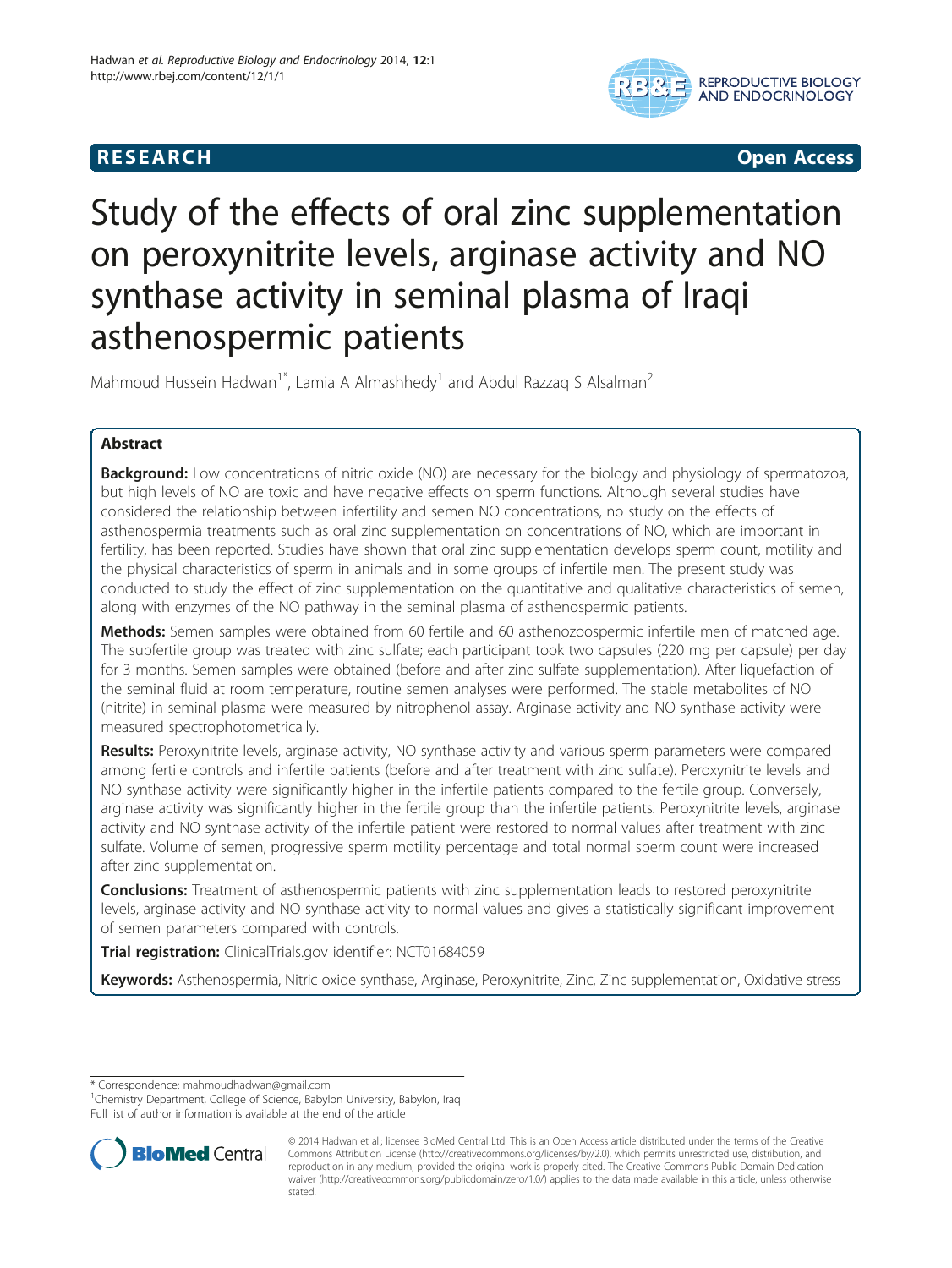**RESEARCH** **Open Access**

# Study of the effects of oral zinc supplementation on peroxynitrite levels, arginase activity and NO synthase activity in seminal plasma of Iraqi asthenospermic patients

Mahmoud Hussein Hadwan[1*], Lamia A Almashhedy[1] and Abdul Razzaq S Alsalman[2]

## Abstract

**Background:** Low concentrations of nitric oxide (NO) are necessary for the biology and physiology of spermatozoa, but high levels of NO are toxic and have negative effects on sperm functions. Although several studies have considered the relationship between infertility and semen NO concentrations, no study on the effects of asthenospermia treatments such as oral zinc supplementation on concentrations of NO, which are important in fertility, has been reported. Studies have shown that oral zinc supplementation develops sperm count, motility and the physical characteristics of sperm in animals and in some groups of infertile men. The present study was conducted to study the effect of zinc supplementation on the quantitative and qualitative characteristics of semen, along with enzymes of the NO pathway in the seminal plasma of asthenospermic patients.

**Methods:** Semen samples were obtained from 60 fertile and 60 asthenozoospermic infertile men of matched age. The subfertile group was treated with zinc sulfate; each participant took two capsules (220 mg per capsule) per day for 3 months. Semen samples were obtained (before and after zinc sulfate supplementation). After liquefaction of the seminal fluid at room temperature, routine semen analyses were performed. The stable metabolites of NO (nitrite) in seminal plasma were measured by nitrophenol assay. Arginase activity and NO synthase activity were measured spectrophotometrically.

**Results:** Peroxynitrite levels, arginase activity, NO synthase activity and various sperm parameters were compared among fertile controls and infertile patients (before and after treatment with zinc sulfate). Peroxynitrite levels and NO synthase activity were significantly higher in the infertile patients compared to the fertile group. Conversely, arginase activity was significantly higher in the fertile group than the infertile patients. Peroxynitrite levels, arginase activity and NO synthase activity of the infertile patient were restored to normal values after treatment with zinc sulfate. Volume of semen, progressive sperm motility percentage and total normal sperm count were increased after zinc supplementation.

**Conclusions:** Treatment of asthenospermic patients with zinc supplementation leads to restored peroxynitrite levels, arginase activity and NO synthase activity to normal values and gives a statistically significant improvement of semen parameters compared with controls.

**Trial registration:** ClinicalTrials.gov identifier: NCT01684059

**Keywords:** Asthenospermia, Nitric oxide synthase, Arginase, Peroxynitrite, Zinc, Zinc supplementation, Oxidative stress

\* Correspondence: mahmoudhadwan@gmail.com
[1]Chemistry Department, College of Science, Babylon University, Babylon, Iraq
Full list of author information is available at the end of the article

© 2014 Hadwan et al.; licensee BioMed Central Ltd. This is an Open Access article distributed under the terms of the Creative Commons Attribution License (http://creativecommons.org/licenses/by/2.0), which permits unrestricted use, distribution, and reproduction in any medium, provided the original work is properly cited. The Creative Commons Public Domain Dedication waiver (http://creativecommons.org/publicdomain/zero/1.0/) applies to the data made available in this article, unless otherwise stated.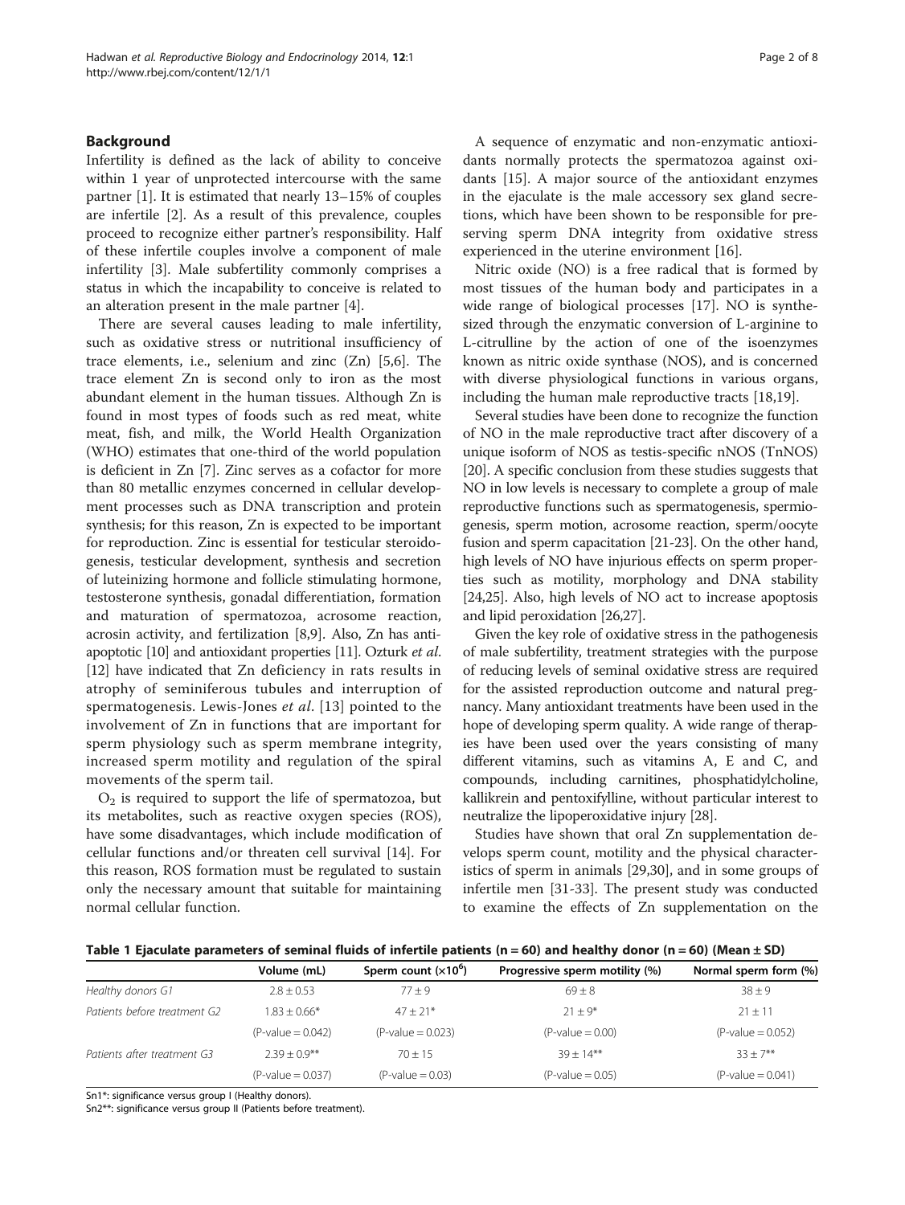## Background

Infertility is defined as the lack of ability to conceive within 1 year of unprotected intercourse with the same partner [1]. It is estimated that nearly 13–15% of couples are infertile [2]. As a result of this prevalence, couples proceed to recognize either partner's responsibility. Half of these infertile couples involve a component of male infertility [3]. Male subfertility commonly comprises a status in which the incapability to conceive is related to an alteration present in the male partner [4].

There are several causes leading to male infertility, such as oxidative stress or nutritional insufficiency of trace elements, i.e., selenium and zinc (Zn) [5,6]. The trace element Zn is second only to iron as the most abundant element in the human tissues. Although Zn is found in most types of foods such as red meat, white meat, fish, and milk, the World Health Organization (WHO) estimates that one-third of the world population is deficient in Zn [7]. Zinc serves as a cofactor for more than 80 metallic enzymes concerned in cellular development processes such as DNA transcription and protein synthesis; for this reason, Zn is expected to be important for reproduction. Zinc is essential for testicular steroidogenesis, testicular development, synthesis and secretion of luteinizing hormone and follicle stimulating hormone, testosterone synthesis, gonadal differentiation, formation and maturation of spermatozoa, acrosome reaction, acrosin activity, and fertilization [8,9]. Also, Zn has anti-apoptotic [10] and antioxidant properties [11]. Ozturk *et al.* [12] have indicated that Zn deficiency in rats results in atrophy of seminiferous tubules and interruption of spermatogenesis. Lewis-Jones *et al.* [13] pointed to the involvement of Zn in functions that are important for sperm physiology such as sperm membrane integrity, increased sperm motility and regulation of the spiral movements of the sperm tail.

$O_2$ is required to support the life of spermatozoa, but its metabolites, such as reactive oxygen species (ROS), have some disadvantages, which include modification of cellular functions and/or threaten cell survival [14]. For this reason, ROS formation must be regulated to sustain only the necessary amount that suitable for maintaining normal cellular function.

A sequence of enzymatic and non-enzymatic antioxidants normally protects the spermatozoa against oxidants [15]. A major source of the antioxidant enzymes in the ejaculate is the male accessory sex gland secretions, which have been shown to be responsible for preserving sperm DNA integrity from oxidative stress experienced in the uterine environment [16].

Nitric oxide (NO) is a free radical that is formed by most tissues of the human body and participates in a wide range of biological processes [17]. NO is synthesized through the enzymatic conversion of L-arginine to L-citrulline by the action of one of the isoenzymes known as nitric oxide synthase (NOS), and is concerned with diverse physiological functions in various organs, including the human male reproductive tracts [18,19].

Several studies have been done to recognize the function of NO in the male reproductive tract after discovery of a unique isoform of NOS as testis-specific nNOS (TnNOS) [20]. A specific conclusion from these studies suggests that NO in low levels is necessary to complete a group of male reproductive functions such as spermatogenesis, spermiogenesis, sperm motion, acrosome reaction, sperm/oocyte fusion and sperm capacitation [21-23]. On the other hand, high levels of NO have injurious effects on sperm properties such as motility, morphology and DNA stability [24,25]. Also, high levels of NO act to increase apoptosis and lipid peroxidation [26,27].

Given the key role of oxidative stress in the pathogenesis of male subfertility, treatment strategies with the purpose of reducing levels of seminal oxidative stress are required for the assisted reproduction outcome and natural pregnancy. Many antioxidant treatments have been used in the hope of developing sperm quality. A wide range of therapies have been used over the years consisting of many different vitamins, such as vitamins A, E and C, and compounds, including carnitines, phosphatidylcholine, kallikrein and pentoxifylline, without particular interest to neutralize the lipoperoxidative injury [28].

Studies have shown that oral Zn supplementation develops sperm count, motility and the physical characteristics of sperm in animals [29,30], and in some groups of infertile men [31-33]. The present study was conducted to examine the effects of Zn supplementation on the

**Table 1 Ejaculate parameters of seminal fluids of infertile patients (n = 60) and healthy donor (n = 60) (Mean ± SD)**

| | Volume (mL) | Sperm count ($\times10^6$) | Progressive sperm motility (%) | Normal sperm form (%) |
|---|---|---|---|---|
| *Healthy donors G1* | 2.8 ± 0.53 | 77 ± 9 | 69 ± 8 | 38 ± 9 |
| *Patients before treatment G2* | 1.83 ± 0.66* | 47 ± 21* | 21 ± 9* | 21 ± 11 |
| | (P-value = 0.042) | (P-value = 0.023) | (P-value = 0.00) | (P-value = 0.052) |
| *Patients after treatment G3* | 2.39 ± 0.9** | 70 ± 15 | 39 ± 14** | 33 ± 7** |
| | (P-value = 0.037) | (P-value = 0.03) | (P-value = 0.05) | (P-value = 0.041) |

Sn1*: significance versus group I (Healthy donors).
Sn2**: significance versus group II (Patients before treatment).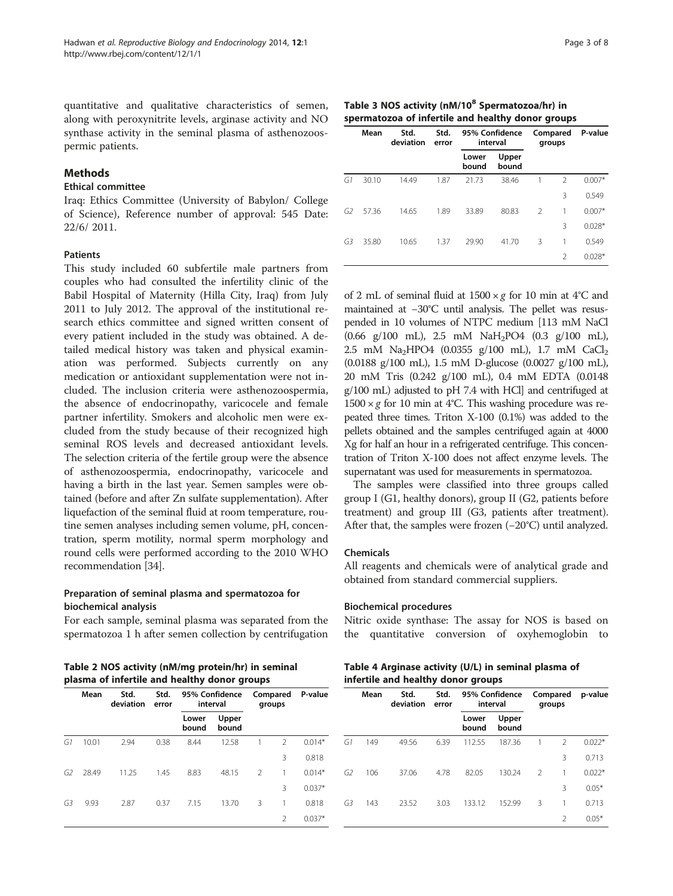quantitative and qualitative characteristics of semen, along with peroxynitrite levels, arginase activity and NO synthase activity in the seminal plasma of asthenozoospermic patients.

## Methods

### Ethical committee

Iraq: Ethics Committee (University of Babylon/ College of Science), Reference number of approval: 545 Date: 22/6/ 2011.

### Patients

This study included 60 subfertile male partners from couples who had consulted the infertility clinic of the Babil Hospital of Maternity (Hilla City, Iraq) from July 2011 to July 2012. The approval of the institutional research ethics committee and signed written consent of every patient included in the study was obtained. A detailed medical history was taken and physical examination was performed. Subjects currently on any medication or antioxidant supplementation were not included. The inclusion criteria were asthenozoospermia, the absence of endocrinopathy, varicocele and female partner infertility. Smokers and alcoholic men were excluded from the study because of their recognized high seminal ROS levels and decreased antioxidant levels. The selection criteria of the fertile group were the absence of asthenozoospermia, endocrinopathy, varicocele and having a birth in the last year. Semen samples were obtained (before and after Zn sulfate supplementation). After liquefaction of the seminal fluid at room temperature, routine semen analyses including semen volume, pH, concentration, sperm motility, normal sperm morphology and round cells were performed according to the 2010 WHO recommendation [34].

### Preparation of seminal plasma and spermatozoa for biochemical analysis

For each sample, seminal plasma was separated from the spermatozoa 1 h after semen collection by centrifugation of 2 mL of seminal fluid at $1500 \times g$ for 10 min at 4°C and maintained at −30°C until analysis. The pellet was resuspended in 10 volumes of NTPC medium [113 mM NaCl (0.66 g/100 mL), 2.5 mM $NaH_2PO4$ (0.3 g/100 mL), 2.5 mM $Na_2HPO4$ (0.0355 g/100 mL), 1.7 mM $CaCl_2$ (0.0188 g/100 mL), 1.5 mM D-glucose (0.0027 g/100 mL), 20 mM Tris (0.242 g/100 mL), 0.4 mM EDTA (0.0148 g/100 mL) adjusted to pH 7.4 with HCl] and centrifuged at $1500 \times g$ for 10 min at 4°C. This washing procedure was repeated three times. Triton X-100 (0.1%) was added to the pellets obtained and the samples centrifuged again at 4000 Xg for half an hour in a refrigerated centrifuge. This concentration of Triton X-100 does not affect enzyme levels. The supernatant was used for measurements in spermatozoa.

The samples were classified into three groups called group I (G1, healthy donors), group II (G2, patients before treatment) and group III (G3, patients after treatment). After that, the samples were frozen (−20°C) until analyzed.

### Chemicals

All reagents and chemicals were of analytical grade and obtained from standard commercial suppliers.

### Biochemical procedures

Nitric oxide synthase: The assay for NOS is based on the quantitative conversion of oxyhemoglobin to

**Table 2 NOS activity (nM/mg protein/hr) in seminal plasma of infertile and healthy donor groups**

| | Mean | Std. deviation | Std. error | 95% Confidence interval | | Compared groups | | P-value |
|---|---|---|---|---|---|---|---|---|
| | | | | Lower bound | Upper bound | | | |
| G1 | 10.01 | 2.94 | 0.38 | 8.44 | 12.58 | 1 | 2 | 0.014* |
| | | | | | | | 3 | 0.818 |
| G2 | 28.49 | 11.25 | 1.45 | 8.83 | 48.15 | 2 | 1 | 0.014* |
| | | | | | | | 3 | 0.037* |
| G3 | 9.93 | 2.87 | 0.37 | 7.15 | 13.70 | 3 | 1 | 0.818 |
| | | | | | | | 2 | 0.037* |

**Table 3 NOS activity (nM/$10^8$ Spermatozoa/hr) in spermatozoa of infertile and healthy donor groups**

| | Mean | Std. deviation | Std. error | 95% Confidence interval | | Compared groups | | P-value |
|---|---|---|---|---|---|---|---|---|
| | | | | Lower bound | Upper bound | | | |
| G1 | 30.10 | 14.49 | 1.87 | 21.73 | 38.46 | 1 | 2 | 0.007* |
| | | | | | | | 3 | 0.549 |
| G2 | 57.36 | 14.65 | 1.89 | 33.89 | 80.83 | 2 | 1 | 0.007* |
| | | | | | | | 3 | 0.028* |
| G3 | 35.80 | 10.65 | 1.37 | 29.90 | 41.70 | 3 | 1 | 0.549 |
| | | | | | | | 2 | 0.028* |

**Table 4 Arginase activity (U/L) in seminal plasma of infertile and healthy donor groups**

| | Mean | Std. deviation | Std. error | 95% Confidence interval | | Compared groups | | p-value |
|---|---|---|---|---|---|---|---|---|
| | | | | Lower bound | Upper bound | | | |
| G1 | 149 | 49.56 | 6.39 | 112.55 | 187.36 | 1 | 2 | 0.022* |
| | | | | | | | 3 | 0.713 |
| G2 | 106 | 37.06 | 4.78 | 82.05 | 130.24 | 2 | 1 | 0.022* |
| | | | | | | | 3 | 0.05* |
| G3 | 143 | 23.52 | 3.03 | 133.12 | 152.99 | 3 | 1 | 0.713 |
| | | | | | | | 2 | 0.05* |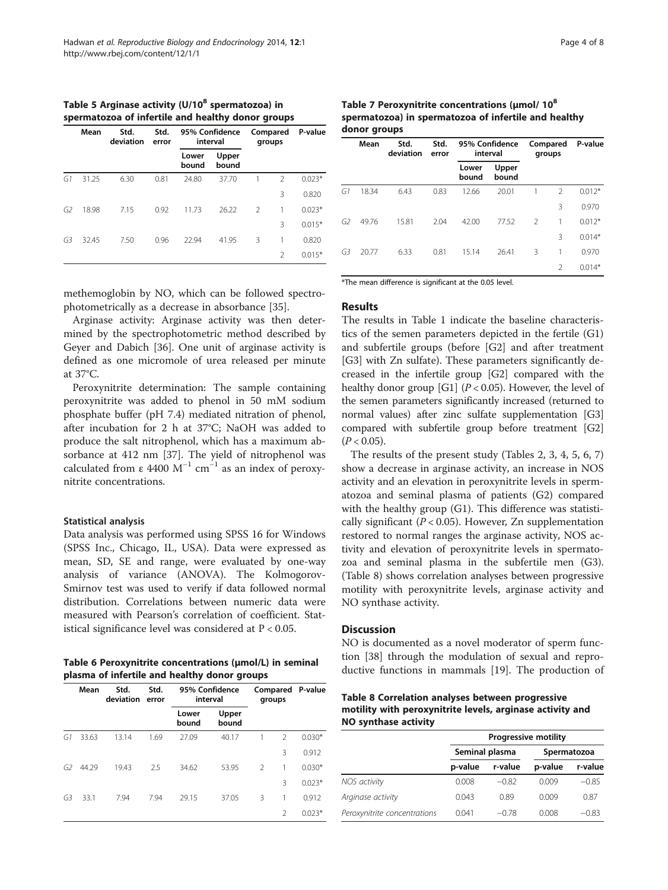**Table 5 Arginase activity (U/$10^8$ spermatozoa) in spermatozoa of infertile and healthy donor groups**

| | Mean | Std. deviation | Std. error | 95% Confidence interval | | Compared groups | | P-value |
|---|---|---|---|---|---|---|---|---|
| | | | | Lower bound | Upper bound | | | |
| G1 | 31.25 | 6.30 | 0.81 | 24.80 | 37.70 | 1 | 2 | 0.023* |
| | | | | | | | 3 | 0.820 |
| G2 | 18.98 | 7.15 | 0.92 | 11.73 | 26.22 | 2 | 1 | 0.023* |
| | | | | | | | 3 | 0.015* |
| G3 | 32.45 | 7.50 | 0.96 | 22.94 | 41.95 | 3 | 1 | 0.820 |
| | | | | | | | 2 | 0.015* |

methemoglobin by NO, which can be followed spectrophotometrically as a decrease in absorbance [35].

Arginase activity: Arginase activity was then determined by the spectrophotometric method described by Geyer and Dabich [36]. One unit of arginase activity is defined as one micromole of urea released per minute at 37°C.

Peroxynitrite determination: The sample containing peroxynitrite was added to phenol in 50 mM sodium phosphate buffer (pH 7.4) mediated nitration of phenol, after incubation for 2 h at 37°C; NaOH was added to produce the salt nitrophenol, which has a maximum absorbance at 412 nm [37]. The yield of nitrophenol was calculated from ε 4400 $M^{-1}$ $cm^{-1}$ as an index of peroxynitrite concentrations.

### Statistical analysis

Data analysis was performed using SPSS 16 for Windows (SPSS Inc., Chicago, IL, USA). Data were expressed as mean, SD, SE and range, were evaluated by one-way analysis of variance (ANOVA). The Kolmogorov-Smirnov test was used to verify if data followed normal distribution. Correlations between numeric data were measured with Pearson's correlation of coefficient. Statistical significance level was considered at $P < 0.05$.

**Table 6 Peroxynitrite concentrations (μmol/L) in seminal plasma of infertile and healthy donor groups**

| | Mean | Std. deviation | Std. error | 95% Confidence interval | | Compared groups | | P-value |
|---|---|---|---|---|---|---|---|---|
| | | | | Lower bound | Upper bound | | | |
| G1 | 33.63 | 13.14 | 1.69 | 27.09 | 40.17 | 1 | 2 | 0.030* |
| | | | | | | | 3 | 0.912 |
| G2 | 44.29 | 19.43 | 2.5 | 34.62 | 53.95 | 2 | 1 | 0.030* |
| | | | | | | | 3 | 0.023* |
| G3 | 33.1 | 7.94 | 7.94 | 29.15 | 37.05 | 3 | 1 | 0.912 |
| | | | | | | | 2 | 0.023* |

**Table 7 Peroxynitrite concentrations (μmol/ $10^8$ spermatozoa) in spermatozoa of infertile and healthy donor groups**

| | Mean | Std. deviation | Std. error | 95% Confidence interval | | Compared groups | | P-value |
|---|---|---|---|---|---|---|---|---|
| | | | | Lower bound | Upper bound | | | |
| G1 | 18.34 | 6.43 | 0.83 | 12.66 | 20.01 | 1 | 2 | 0.012* |
| | | | | | | | 3 | 0.970 |
| G2 | 49.76 | 15.81 | 2.04 | 42.00 | 77.52 | 2 | 1 | 0.012* |
| | | | | | | | 3 | 0.014* |
| G3 | 20.77 | 6.33 | 0.81 | 15.14 | 26.41 | 3 | 1 | 0.970 |
| | | | | | | | 2 | 0.014* |

*The mean difference is significant at the 0.05 level.

## Results

The results in Table 1 indicate the baseline characteristics of the semen parameters depicted in the fertile (G1) and subfertile groups (before [G2] and after treatment [G3] with Zn sulfate). These parameters significantly decreased in the infertile group [G2] compared with the healthy donor group [G1] ($P < 0.05$). However, the level of the semen parameters significantly increased (returned to normal values) after zinc sulfate supplementation [G3] compared with subfertile group before treatment [G2] ($P < 0.05$).

The results of the present study (Tables 2, 3, 4, 5, 6, 7) show a decrease in arginase activity, an increase in NOS activity and an elevation in peroxynitrite levels in spermatozoa and seminal plasma of patients (G2) compared with the healthy group (G1). This difference was statistically significant ($P < 0.05$). However, Zn supplementation restored to normal ranges the arginase activity, NOS activity and elevation of peroxynitrite levels in spermatozoa and seminal plasma in the subfertile men (G3). (Table 8) shows correlation analyses between progressive motility with peroxynitrite levels, arginase activity and NO synthase activity.

## Discussion

NO is documented as a novel moderator of sperm function [38] through the modulation of sexual and reproductive functions in mammals [19]. The production of

**Table 8 Correlation analyses between progressive motility with peroxynitrite levels, arginase activity and NO synthase activity**

| | Progressive motility | | | |
|---|---|---|---|---|
| | Seminal plasma | | Spermatozoa | |
| | p-value | r-value | p-value | r-value |
| *NOS activity* | 0.008 | −0.82 | 0.009 | −0.85 |
| *Arginase activity* | 0.043 | 0.89 | 0.009 | 0.87 |
| *Peroxynitrite concentrations* | 0.041 | −0.78 | 0.008 | −0.83 |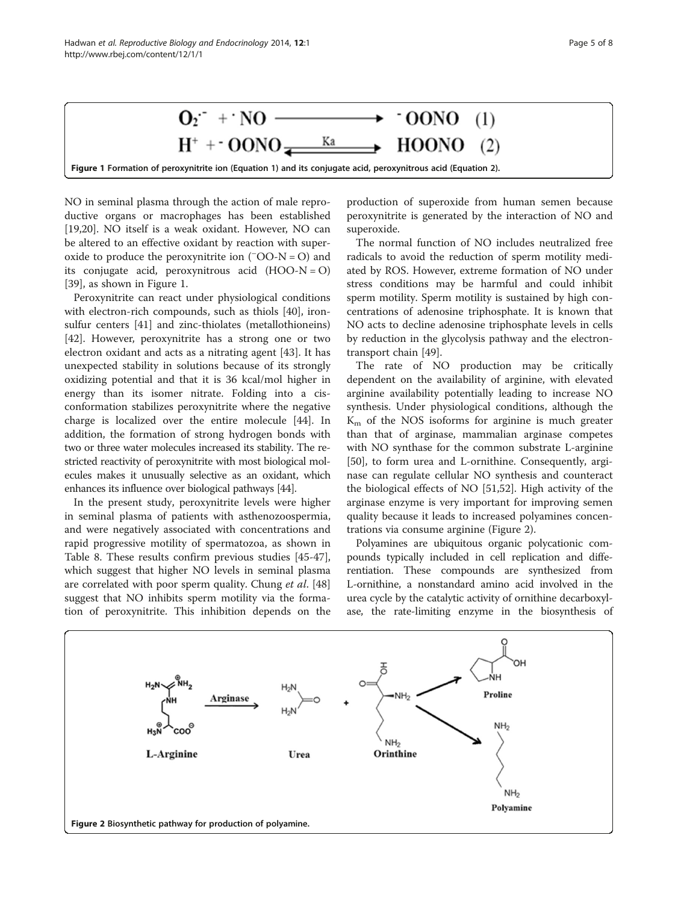$$O_2^{\cdot -} + {}^{\cdot}NO \longrightarrow {}^{-}OONO \quad (1)$$

$$H^+ + {}^{-}OONO \underset{}{\overset{Ka}{\rightleftharpoons}} HOONO \quad (2)$$

**Figure 1** Formation of peroxynitrite ion (Equation 1) and its conjugate acid, peroxynitrous acid (Equation 2).

NO in seminal plasma through the action of male reproductive organs or macrophages has been established [19,20]. NO itself is a weak oxidant. However, NO can be altered to an effective oxidant by reaction with superoxide to produce the peroxynitrite ion ($^{-}$OO-N = O) and its conjugate acid, peroxynitrous acid (HOO-N = O) [39], as shown in Figure 1.

Peroxynitrite can react under physiological conditions with electron-rich compounds, such as thiols [40], iron-sulfur centers [41] and zinc-thiolates (metallothioneins) [42]. However, peroxynitrite has a strong one or two electron oxidant and acts as a nitrating agent [43]. It has unexpected stability in solutions because of its strongly oxidizing potential and that it is 36 kcal/mol higher in energy than its isomer nitrate. Folding into a cis-conformation stabilizes peroxynitrite where the negative charge is localized over the entire molecule [44]. In addition, the formation of strong hydrogen bonds with two or three water molecules increased its stability. The restricted reactivity of peroxynitrite with most biological molecules makes it unusually selective as an oxidant, which enhances its influence over biological pathways [44].

In the present study, peroxynitrite levels were higher in seminal plasma of patients with asthenozoospermia, and were negatively associated with concentrations and rapid progressive motility of spermatozoa, as shown in Table 8. These results confirm previous studies [45-47], which suggest that higher NO levels in seminal plasma are correlated with poor sperm quality. Chung *et al*. [48] suggest that NO inhibits sperm motility via the formation of peroxynitrite. This inhibition depends on the production of superoxide from human semen because peroxynitrite is generated by the interaction of NO and superoxide.

The normal function of NO includes neutralized free radicals to avoid the reduction of sperm motility mediated by ROS. However, extreme formation of NO under stress conditions may be harmful and could inhibit sperm motility. Sperm motility is sustained by high concentrations of adenosine triphosphate. It is known that NO acts to decline adenosine triphosphate levels in cells by reduction in the glycolysis pathway and the electron-transport chain [49].

The rate of NO production may be critically dependent on the availability of arginine, with elevated arginine availability potentially leading to increase NO synthesis. Under physiological conditions, although the $K_m$ of the NOS isoforms for arginine is much greater than that of arginase, mammalian arginase competes with NO synthase for the common substrate L-arginine [50], to form urea and L-ornithine. Consequently, arginase can regulate cellular NO synthesis and counteract the biological effects of NO [51,52]. High activity of the arginase enzyme is very important for improving semen quality because it leads to increased polyamines concentrations via consume arginine (Figure 2).

Polyamines are ubiquitous organic polycationic compounds typically included in cell replication and differentiation. These compounds are synthesized from L-ornithine, a nonstandard amino acid involved in the urea cycle by the catalytic activity of ornithine decarboxylase, the rate-limiting enzyme in the biosynthesis of

**Figure 2** Biosynthetic pathway for production of polyamine.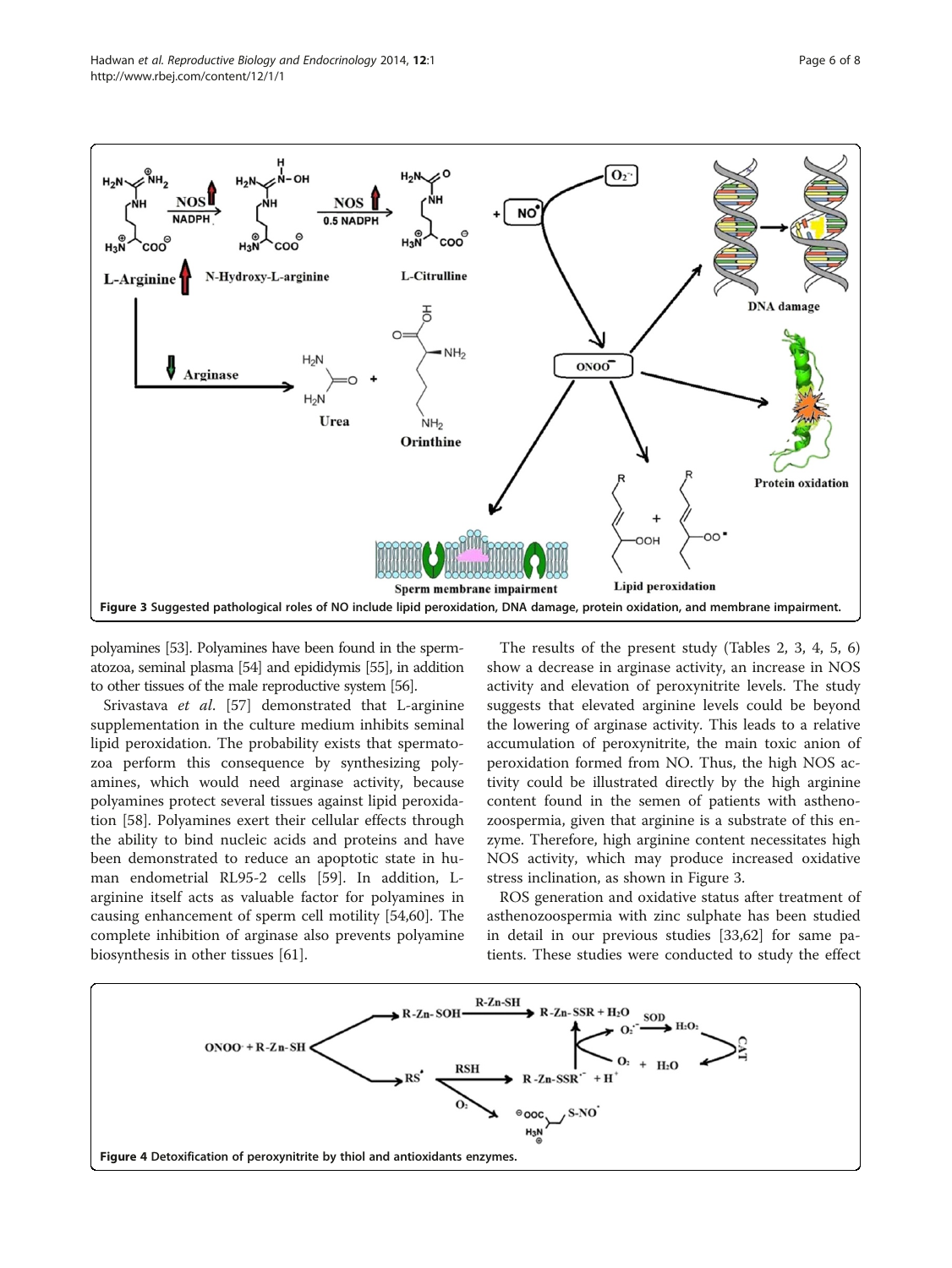Figure 3 Suggested pathological roles of NO include lipid peroxidation, DNA damage, protein oxidation, and membrane impairment.

polyamines [53]. Polyamines have been found in the spermatozoa, seminal plasma [54] and epididymis [55], in addition to other tissues of the male reproductive system [56].

Srivastava *et al*. [57] demonstrated that L-arginine supplementation in the culture medium inhibits seminal lipid peroxidation. The probability exists that spermatozoa perform this consequence by synthesizing polyamines, which would need arginase activity, because polyamines protect several tissues against lipid peroxidation [58]. Polyamines exert their cellular effects through the ability to bind nucleic acids and proteins and have been demonstrated to reduce an apoptotic state in human endometrial RL95-2 cells [59]. In addition, L-arginine itself acts as valuable factor for polyamines in causing enhancement of sperm cell motility [54,60]. The complete inhibition of arginase also prevents polyamine biosynthesis in other tissues [61].

The results of the present study (Tables 2, 3, 4, 5, 6) show a decrease in arginase activity, an increase in NOS activity and elevation of peroxynitrite levels. The study suggests that elevated arginine levels could be beyond the lowering of arginase activity. This leads to a relative accumulation of peroxynitrite, the main toxic anion of peroxidation formed from NO. Thus, the high NOS activity could be illustrated directly by the high arginine content found in the semen of patients with asthenozoospermia, given that arginine is a substrate of this enzyme. Therefore, high arginine content necessitates high NOS activity, which may produce increased oxidative stress inclination, as shown in Figure 3.

ROS generation and oxidative status after treatment of asthenozoospermia with zinc sulphate has been studied in detail in our previous studies [33,62] for same patients. These studies were conducted to study the effect

Figure 4 Detoxification of peroxynitrite by thiol and antioxidants enzymes.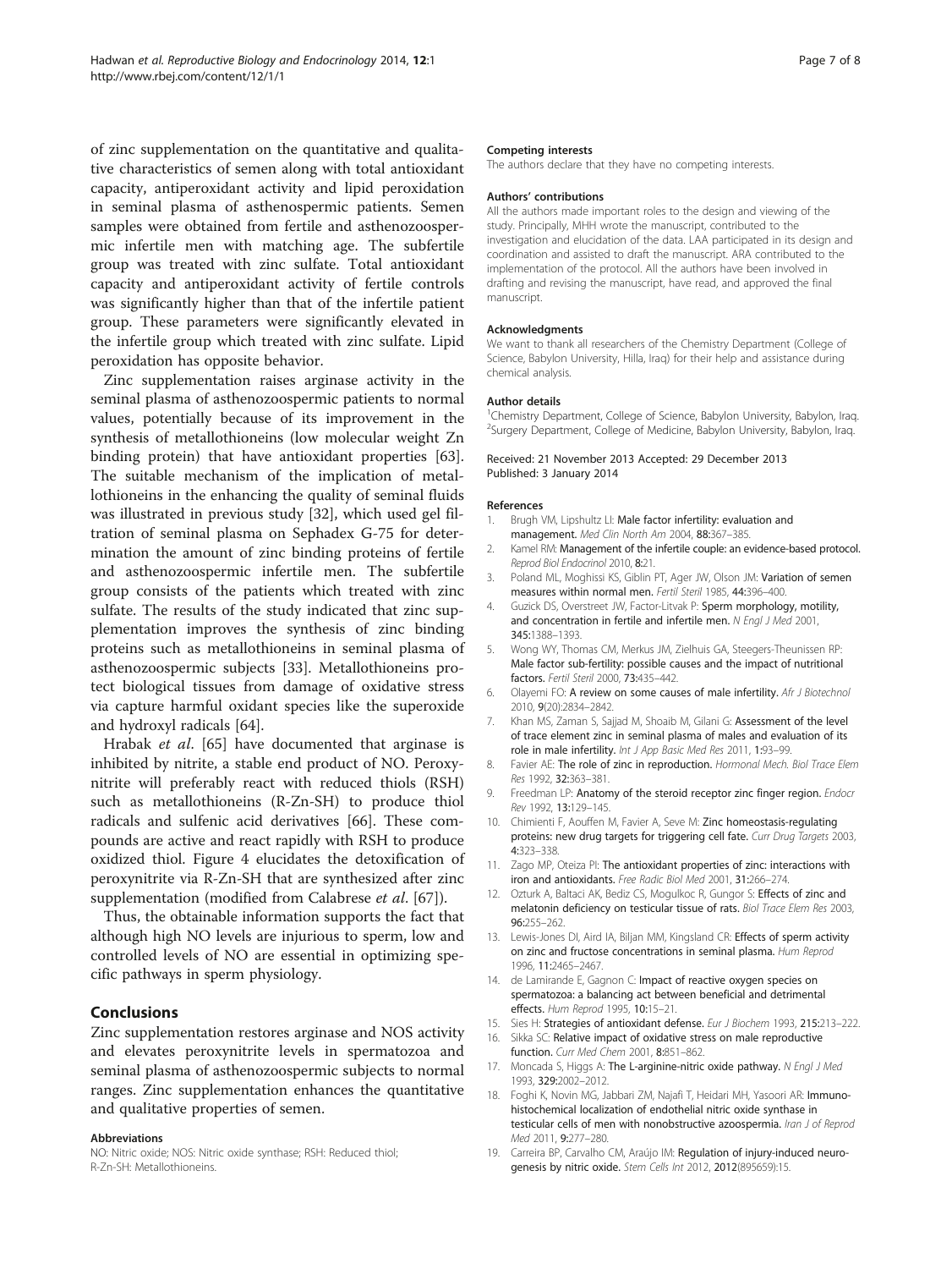of zinc supplementation on the quantitative and qualitative characteristics of semen along with total antioxidant capacity, antiperoxidant activity and lipid peroxidation in seminal plasma of asthenospermic patients. Semen samples were obtained from fertile and asthenozoospermic infertile men with matching age. The subfertile group was treated with zinc sulfate. Total antioxidant capacity and antiperoxidant activity of fertile controls was significantly higher than that of the infertile patient group. These parameters were significantly elevated in the infertile group which treated with zinc sulfate. Lipid peroxidation has opposite behavior.

Zinc supplementation raises arginase activity in the seminal plasma of asthenozoospermic patients to normal values, potentially because of its improvement in the synthesis of metallothioneins (low molecular weight Zn binding protein) that have antioxidant properties [63]. The suitable mechanism of the implication of metallothioneins in the enhancing the quality of seminal fluids was illustrated in previous study [32], which used gel filtration of seminal plasma on Sephadex G-75 for determination the amount of zinc binding proteins of fertile and asthenozoospermic infertile men. The subfertile group consists of the patients which treated with zinc sulfate. The results of the study indicated that zinc supplementation improves the synthesis of zinc binding proteins such as metallothioneins in seminal plasma of asthenozoospermic subjects [33]. Metallothioneins protect biological tissues from damage of oxidative stress via capture harmful oxidant species like the superoxide and hydroxyl radicals [64].

Hrabak *et al*. [65] have documented that arginase is inhibited by nitrite, a stable end product of NO. Peroxynitrite will preferably react with reduced thiols (RSH) such as metallothioneins (R-Zn-SH) to produce thiol radicals and sulfenic acid derivatives [66]. These compounds are active and react rapidly with RSH to produce oxidized thiol. Figure 4 elucidates the detoxification of peroxynitrite via R-Zn-SH that are synthesized after zinc supplementation (modified from Calabrese *et al*. [67]).

Thus, the obtainable information supports the fact that although high NO levels are injurious to sperm, low and controlled levels of NO are essential in optimizing specific pathways in sperm physiology.

## Conclusions

Zinc supplementation restores arginase and NOS activity and elevates peroxynitrite levels in spermatozoa and seminal plasma of asthenozoospermic subjects to normal ranges. Zinc supplementation enhances the quantitative and qualitative properties of semen.

#### Abbreviations

NO: Nitric oxide; NOS: Nitric oxide synthase; RSH: Reduced thiol; R-Zn-SH: Metallothioneins.

#### Competing interests

The authors declare that they have no competing interests.

#### Authors' contributions

All the authors made important roles to the design and viewing of the study. Principally, MHH wrote the manuscript, contributed to the investigation and elucidation of the data. LAA participated in its design and coordination and assisted to draft the manuscript. ARA contributed to the implementation of the protocol. All the authors have been involved in drafting and revising the manuscript, have read, and approved the final manuscript.

#### Acknowledgments

We want to thank all researchers of the Chemistry Department (College of Science, Babylon University, Hilla, Iraq) for their help and assistance during chemical analysis.

#### Author details

[1]Chemistry Department, College of Science, Babylon University, Babylon, Iraq. [2]Surgery Department, College of Medicine, Babylon University, Babylon, Iraq.

Received: 21 November 2013 Accepted: 29 December 2013
Published: 3 January 2014

#### References

1. Brugh VM, Lipshultz LI: **Male factor infertility: evaluation and management.** *Med Clin North Am* 2004, **88:**367–385.
2. Kamel RM: **Management of the infertile couple: an evidence-based protocol.** *Reprod Biol Endocrinol* 2010, **8:**21.
3. Poland ML, Moghissi KS, Giblin PT, Ager JW, Olson JM: **Variation of semen measures within normal men.** *Fertil Steril* 1985, **44:**396–400.
4. Guzick DS, Overstreet JW, Factor-Litvak P: **Sperm morphology, motility, and concentration in fertile and infertile men.** *N Engl J Med* 2001, **345:**1388–1393.
5. Wong WY, Thomas CM, Merkus JM, Zielhuis GA, Steegers-Theunissen RP: **Male factor sub-fertility: possible causes and the impact of nutritional factors.** *Fertil Steril* 2000, **73:**435–442.
6. Olayemi FO: **A review on some causes of male infertility.** *Afr J Biotechnol* 2010, **9**(20):2834–2842.
7. Khan MS, Zaman S, Sajjad M, Shoaib M, Gilani G: **Assessment of the level of trace element zinc in seminal plasma of males and evaluation of its role in male infertility.** *Int J App Basic Med Res* 2011, **1:**93–99.
8. Favier AE: **The role of zinc in reproduction.** *Hormonal Mech. Biol Trace Elem Res* 1992, **32:**363–381.
9. Freedman LP: **Anatomy of the steroid receptor zinc finger region.** *Endocr Rev* 1992, **13:**129–145.
10. Chimienti F, Aouffen M, Favier A, Seve M: **Zinc homeostasis-regulating proteins: new drug targets for triggering cell fate.** *Curr Drug Targets* 2003, **4:**323–338.
11. Zago MP, Oteiza PI: **The antioxidant properties of zinc: interactions with iron and antioxidants.** *Free Radic Biol Med* 2001, **31:**266–274.
12. Ozturk A, Baltaci AK, Bediz CS, Mogulkoc R, Gungor S: **Effects of zinc and melatonin deficiency on testicular tissue of rats.** *Biol Trace Elem Res* 2003, **96:**255–262.
13. Lewis-Jones DI, Aird IA, Biljan MM, Kingsland CR: **Effects of sperm activity on zinc and fructose concentrations in seminal plasma.** *Hum Reprod* 1996, **11:**2465–2467.
14. de Lamirande E, Gagnon C: **Impact of reactive oxygen species on spermatozoa: a balancing act between beneficial and detrimental effects.** *Hum Reprod* 1995, **10:**15–21.
15. Sies H: **Strategies of antioxidant defense.** *Eur J Biochem* 1993, **215:**213–222.
16. Sikka SC: **Relative impact of oxidative stress on male reproductive function.** *Curr Med Chem* 2001, **8:**851–862.
17. Moncada S, Higgs A: **The L-arginine-nitric oxide pathway.** *N Engl J Med* 1993, **329:**2002–2012.
18. Foghi K, Novin MG, Jabbari ZM, Najafi T, Heidari MH, Yasoori AR: **Immunohistochemical localization of endothelial nitric oxide synthase in testicular cells of men with nonobstructive azoospermia.** *Iran J of Reprod Med* 2011, **9:**277–280.
19. Carreira BP, Carvalho CM, Araújo IM: **Regulation of injury-induced neurogenesis by nitric oxide.** *Stem Cells Int* 2012, **2012**(895659):15.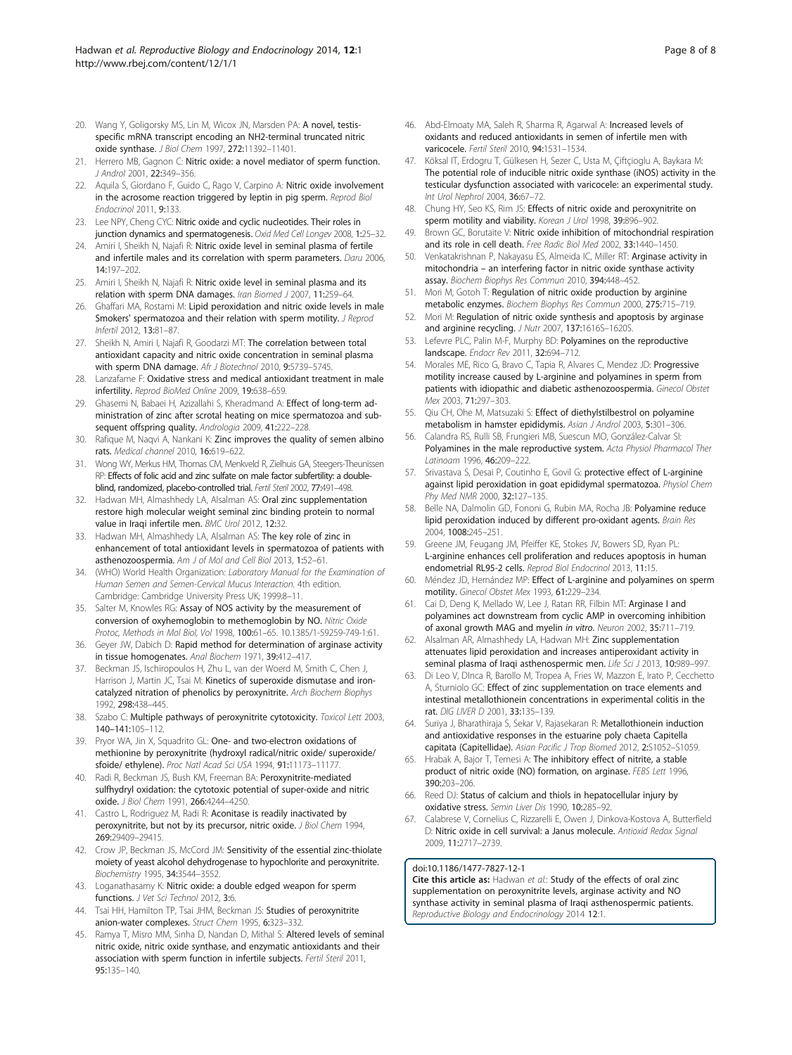20. Wang Y, Goligorsky MS, Lin M, Wicox JN, Marsden PA: **A novel, testis-specific mRNA transcript encoding an NH2-terminal truncated nitric oxide synthase.** *J Biol Chem* 1997, **272:**11392–11401.
21. Herrero MB, Gagnon C: **Nitric oxide: a novel mediator of sperm function.** *J Androl* 2001, **22:**349–356.
22. Aquila S, Giordano F, Guido C, Rago V, Carpino A: **Nitric oxide involvement in the acrosome reaction triggered by leptin in pig sperm.** *Reprod Biol Endocrinol* 2011, **9:**133.
23. Lee NPY, Cheng CYC: **Nitric oxide and cyclic nucleotides. Their roles in junction dynamics and spermatogenesis.** *Oxid Med Cell Longev* 2008, **1:**25–32.
24. Amiri I, Sheikh N, Najafi R: **Nitric oxide level in seminal plasma of fertile and infertile males and its correlation with sperm parameters.** *Daru* 2006, **14:**197–202.
25. Amiri I, Sheikh N, Najafi R: **Nitric oxide level in seminal plasma and its relation with sperm DNA damages.** *Iran Biomed J* 2007, **11:**259–64.
26. Ghaffari MA, Rostami M: **Lipid peroxidation and nitric oxide levels in male Smokers' spermatozoa and their relation with sperm motility.** *J Reprod Infertil* 2012, **13:**81–87.
27. Sheikh N, Amiri I, Najafi R, Goodarzi MT: **The correlation between total antioxidant capacity and nitric oxide concentration in seminal plasma with sperm DNA damage.** *Afr J Biotechnol* 2010, **9:**5739–5745.
28. Lanzafame F: **Oxidative stress and medical antioxidant treatment in male infertility.** *Reprod BioMed Online* 2009, **19:**638–659.
29. Ghasemi N, Babaei H, Azizallahi S, Kheradmand A: **Effect of long-term administration of zinc after scrotal heating on mice spermatozoa and subsequent offspring quality.** *Andrologia* 2009, **41:**222–228.
30. Rafique M, Naqvi A, Nankani K: **Zinc improves the quality of semen albino rats.** *Medical channel* 2010, **16:**619–622.
31. Wong WY, Merkus HM, Thomas CM, Menkveld R, Zielhuis GA, Steegers-Theunissen RP: **Effects of folic acid and zinc sulfate on male factor subfertility: a double-blind, randomized, placebo-controlled trial.** *Fertil Steril* 2002, **77:**491–498.
32. Hadwan MH, Almashhedy LA, Alsalman AS: **Oral zinc supplementation restore high molecular weight seminal zinc binding protein to normal value in Iraqi infertile men.** *BMC Urol* 2012, **12:**32.
33. Hadwan MH, Almashhedy LA, Alsalman AS: **The key role of zinc in enhancement of total antioxidant levels in spermatozoa of patients with asthenozoospermia.** *Am J of Mol and Cell Biol* 2013, **1:**52–61.
34. (WHO) World Health Organization: *Laboratory Manual for the Examination of Human Semen and Semen-Cervical Mucus Interaction.* 4th edition. Cambridge: Cambridge University Press UK; 1999:8–11.
35. Salter M, Knowles RG: **Assay of NOS activity by the measurement of conversion of oxyhemoglobin to methemoglobin by NO.** *Nitric Oxide Protoc, Methods in Mol Biol, Vol* 1998, **100:**61–65. 10.1385/1-59259-749-1:61.
36. Geyer JW, Dabich D: **Rapid method for determination of arginase activity in tissue homogenates.** *Anal Biochem* 1971, **39:**412–417.
37. Beckman JS, Ischiropoulos H, Zhu L, van der Woerd M, Smith C, Chen J, Harrison J, Martin JC, Tsai M: **Kinetics of superoxide dismutase and iron-catalyzed nitration of phenolics by peroxynitrite.** *Arch Biochem Biophys* 1992, **298:**438–445.
38. Szabo C: **Multiple pathways of peroxynitrite cytotoxicity.** *Toxicol Lett* 2003, **140–141:**105–112.
39. Pryor WA, Jin X, Squadrito GL: **One- and two-electron oxidations of methionine by peroxynitrite (hydroxyl radical/nitric oxide/ superoxide/ sfoide/ ethylene).** *Proc Natl Acad Sci USA* 1994, **91:**11173–11177.
40. Radi R, Beckman JS, Bush KM, Freeman BA: **Peroxynitrite-mediated sulfhydryl oxidation: the cytotoxic potential of super-oxide and nitric oxide.** *J Biol Chem* 1991, **266:**4244–4250.
41. Castro L, Rodriguez M, Radi R: **Aconitase is readily inactivated by peroxynitrite, but not by its precursor, nitric oxide.** *J Biol Chem* 1994, **269:**29409–29415.
42. Crow JP, Beckman JS, McCord JM: **Sensitivity of the essential zinc-thiolate moiety of yeast alcohol dehydrogenase to hypochlorite and peroxynitrite.** *Biochemistry* 1995, **34:**3544–3552.
43. Loganathasamy K: **Nitric oxide: a double edged weapon for sperm functions.** *J Vet Sci Technol* 2012, **3:**6.
44. Tsai HH, Hamilton TP, Tsai JHM, Beckman JS: **Studies of peroxynitrite anion-water complexes.** *Struct Chem* 1995, **6:**323–332.
45. Ramya T, Misro MM, Sinha D, Nandan D, Mithal S: **Altered levels of seminal nitric oxide, nitric oxide synthase, and enzymatic antioxidants and their association with sperm function in infertile subjects.** *Fertil Steril* 2011, **95:**135–140.
46. Abd-Elmoaty MA, Saleh R, Sharma R, Agarwal A: **Increased levels of oxidants and reduced antioxidants in semen of infertile men with varicocele.** *Fertil Steril* 2010, **94:**1531–1534.
47. Köksal IT, Erdogru T, Gülkesen H, Sezer C, Usta M, Çiftçioglu A, Baykara M: **The potential role of inducible nitric oxide synthase (iNOS) activity in the testicular dysfunction associated with varicocele: an experimental study.** *Int Urol Nephrol* 2004, **36:**67–72.
48. Chung HY, Seo KS, Rim JS: **Effects of nitric oxide and peroxynitrite on sperm motility and viability.** *Korean J Urol* 1998, **39:**896–902.
49. Brown GC, Borutaite V: **Nitric oxide inhibition of mitochondrial respiration and its role in cell death.** *Free Radic Biol Med* 2002, **33:**1440–1450.
50. Venkatakrishnan P, Nakayasu ES, Almeida IC, Miller RT: **Arginase activity in mitochondria – an interfering factor in nitric oxide synthase activity assay.** *Biochem Biophys Res Commun* 2010, **394:**448–452.
51. Mori M, Gotoh T: **Regulation of nitric oxide production by arginine metabolic enzymes.** *Biochem Biophys Res Commun* 2000, **275:**715–719.
52. Mori M: **Regulation of nitric oxide synthesis and apoptosis by arginase and arginine recycling.** *J Nutr* 2007, **137:**1616S–1620S.
53. Lefevre PLC, Palin M-F, Murphy BD: **Polyamines on the reproductive landscape.** *Endocr Rev* 2011, **32:**694–712.
54. Morales ME, Rico G, Bravo C, Tapia R, Alvares C, Mendez JD: **Progressive motility increase caused by L-arginine and polyamines in sperm from patients with idiopathic and diabetic asthenozoospermia.** *Ginecol Obstet Mex* 2003, **71:**297–303.
55. Qiu CH, Ohe M, Matsuzaki S: **Effect of diethylstilbestrol on polyamine metabolism in hamster epididymis.** *Asian J Androl* 2003, **5:**301–306.
56. Calandra RS, Rulli SB, Frungieri MB, Suescun MO, González-Calvar SI: **Polyamines in the male reproductive system.** *Acta Physiol Pharmacol Ther Latinoam* 1996, **46:**209–222.
57. Srivastava S, Desai P, Coutinho E, Govil G: **protective effect of L-arginine against lipid peroxidation in goat epididymal spermatozoa.** *Physiol Chem Phy Med NMR* 2000, **32:**127–135.
58. Belle NA, Dalmolin GD, Fononi G, Rubin MA, Rocha JB: **Polyamine reduce lipid peroxidation induced by different pro-oxidant agents.** *Brain Res* 2004, **1008:**245–251.
59. Greene JM, Feugang JM, Pfeiffer KE, Stokes JV, Bowers SD, Ryan PL: **L-arginine enhances cell proliferation and reduces apoptosis in human endometrial RL95-2 cells.** *Reprod Biol Endocrinol* 2013, **11:**15.
60. Méndez JD, Hernández MP: **Effect of L-arginine and polyamines on sperm motility.** *Ginecol Obstet Mex* 1993, **61:**229–234.
61. Cai D, Deng K, Mellado W, Lee J, Ratan RR, Filbin MT: **Arginase I and polyamines act downstream from cyclic AMP in overcoming inhibition of axonal growth MAG and myelin *in vitro*.** *Neuron* 2002, **35:**711–719.
62. Alsalman AR, Almashhedy LA, Hadwan MH: **Zinc supplementation attenuates lipid peroxidation and increases antiperoxidant activity in seminal plasma of Iraqi asthenospermic men.** *Life Sci J* 2013, **10:**989–997.
63. Di Leo V, DInca R, Barollo M, Tropea A, Fries W, Mazzon E, Irato P, Cecchetto A, Sturniolo GC: **Effect of zinc supplementation on trace elements and intestinal metallothionein concentrations in experimental colitis in the rat.** *DIG LIVER D* 2001, **33:**135–139.
64. Suriya J, Bharathiraja S, Sekar V, Rajasekaran R: **Metallothionein induction and antioxidative responses in the estuarine poly chaeta Capitella capitata (Capitellidae).** *Asian Pacific J Trop Biomed* 2012, **2:**S1052–S1059.
65. Hrabak A, Bajor T, Temesi A: **The inhibitory effect of nitrite, a stable product of nitric oxide (NO) formation, on arginase.** *FEBS Lett* 1996, **390:**203–206.
66. Reed DJ: **Status of calcium and thiols in hepatocellular injury by oxidative stress.** *Semin Liver Dis* 1990, **10:**285–92.
67. Calabrese V, Cornelius C, Rizzarelli E, Owen J, Dinkova-Kostova A, Butterfield D: **Nitric oxide in cell survival: a Janus molecule.** *Antioxid Redox Signal* 2009, **11:**2717–2739.

doi:10.1186/1477-7827-12-1

**Cite this article as:** Hadwan *et al.*: Study of the effects of oral zinc supplementation on peroxynitrite levels, arginase activity and NO synthase activity in seminal plasma of Iraqi asthenospermic patients. *Reproductive Biology and Endocrinology* 2014 **12**:1.